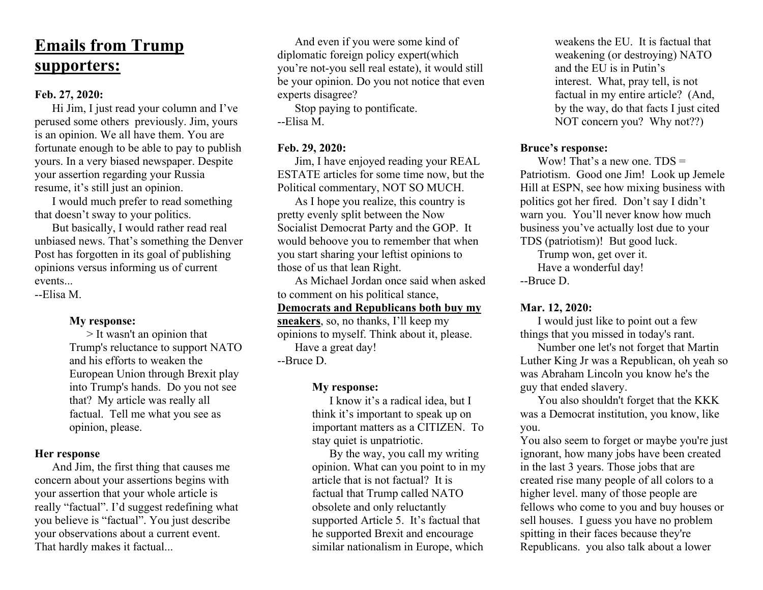# Emails from Trump supporters:

**Feb. 27, 2020:**

Hi Jim, I just read your column and I've perused some others previously. Jim, yours is an opinion. We all have them. You are fortunate enough to be able to pay to publish yours. In a very biased newspaper. Despite your assertion regarding your Russia resume, it's still just an opinion.

I would much prefer to read something that doesn't sway to your politics.

But basically, I would rather read real unbiased news. That's something the Denver Post has forgotten in its goal of publishing opinions versus informing us of current events...

--Elisa M.

> **My response:**
>
> > It wasn't an opinion that Trump's reluctance to support NATO and his efforts to weaken the European Union through Brexit play into Trump's hands. Do you not see that? My article was really all factual. Tell me what you see as opinion, please.

**Her response**

And Jim, the first thing that causes me concern about your assertions begins with your assertion that your whole article is really "factual". I'd suggest redefining what you believe is "factual". You just describe your observations about a current event. That hardly makes it factual...

And even if you were some kind of diplomatic foreign policy expert(which you're not-you sell real estate), it would still be your opinion. Do you not notice that even experts disagree?

Stop paying to pontificate.

--Elisa M.

**Feb. 29, 2020:**

Jim, I have enjoyed reading your REAL ESTATE articles for some time now, but the Political commentary, NOT SO MUCH.

As I hope you realize, this country is pretty evenly split between the Now Socialist Democrat Party and the GOP. It would behoove you to remember that when you start sharing your leftist opinions to those of us that lean Right.

As Michael Jordan once said when asked to comment on his political stance, **<u>Democrats and Republicans both buy my sneakers</u>**, so, no thanks, I'll keep my opinions to myself. Think about it, please.

Have a great day!

--Bruce D.

> **My response:**
>
> I know it's a radical idea, but I think it's important to speak up on important matters as a CITIZEN. To stay quiet is unpatriotic.
>
> By the way, you call my writing opinion. What can you point to in my article that is not factual? It is factual that Trump called NATO obsolete and only reluctantly supported Article 5. It's factual that he supported Brexit and encourage similar nationalism in Europe, which weakens the EU. It is factual that weakening (or destroying) NATO and the EU is in Putin's interest. What, pray tell, is not factual in my entire article? (And, by the way, do that facts I just cited NOT concern you? Why not??)

**Bruce's response:**

Wow! That's a new one. TDS = Patriotism. Good one Jim! Look up Jemele Hill at ESPN, see how mixing business with politics got her fired. Don't say I didn't warn you. You'll never know how much business you've actually lost due to your TDS (patriotism)! But good luck.

Trump won, get over it.

Have a wonderful day!

--Bruce D.

**Mar. 12, 2020:**

I would just like to point out a few things that you missed in today's rant.

Number one let's not forget that Martin Luther King Jr was a Republican, oh yeah so was Abraham Lincoln you know he's the guy that ended slavery.

You also shouldn't forget that the KKK was a Democrat institution, you know, like you.

You also seem to forget or maybe you're just ignorant, how many jobs have been created in the last 3 years. Those jobs that are created rise many people of all colors to a higher level. many of those people are fellows who come to you and buy houses or sell houses. I guess you have no problem spitting in their faces because they're Republicans. you also talk about a lower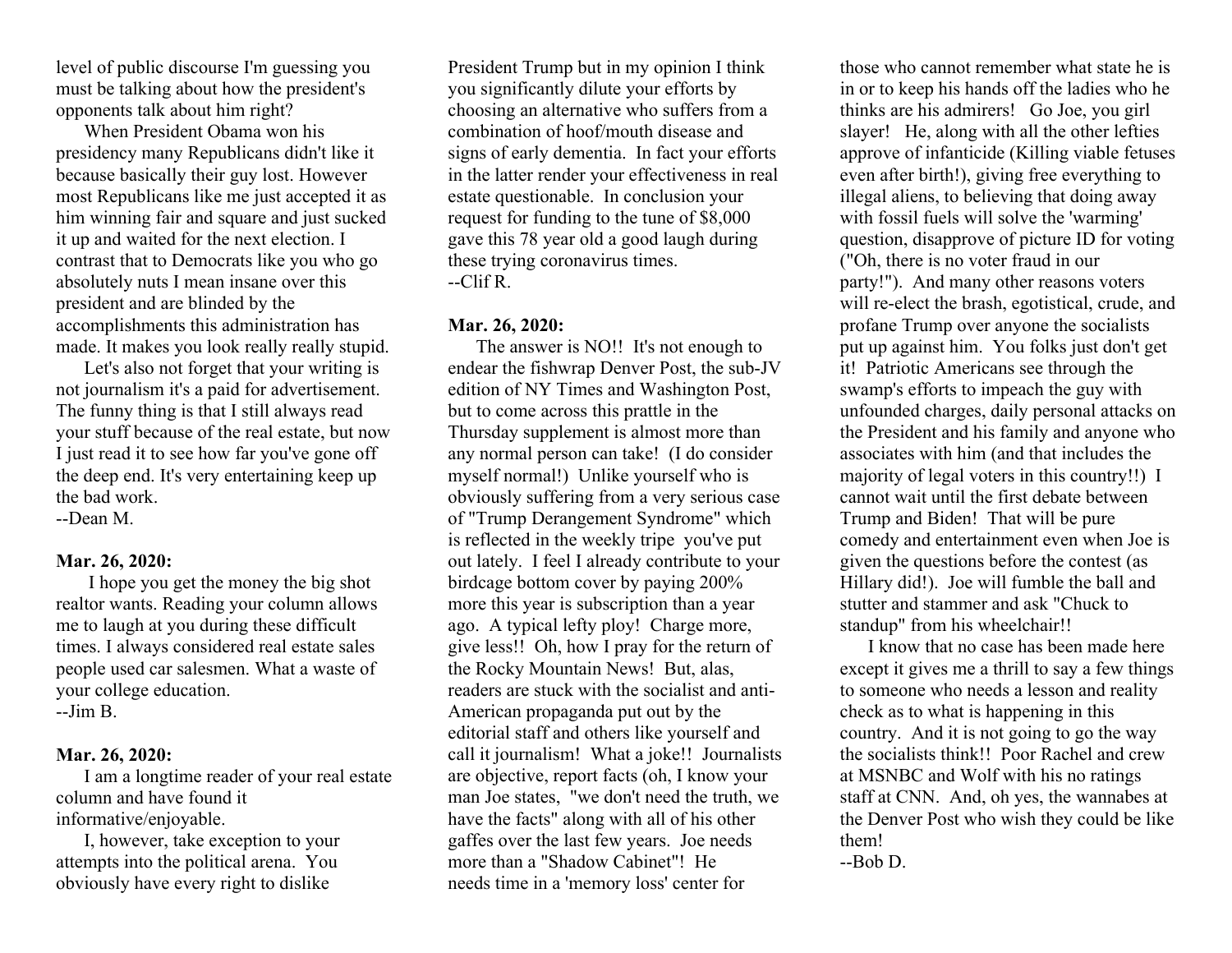level of public discourse I'm guessing you must be talking about how the president's opponents talk about him right?

When President Obama won his presidency many Republicans didn't like it because basically their guy lost. However most Republicans like me just accepted it as him winning fair and square and just sucked it up and waited for the next election. I contrast that to Democrats like you who go absolutely nuts I mean insane over this president and are blinded by the accomplishments this administration has made. It makes you look really really stupid.

Let's also not forget that your writing is not journalism it's a paid for advertisement. The funny thing is that I still always read your stuff because of the real estate, but now I just read it to see how far you've gone off the deep end. It's very entertaining keep up the bad work.

--Dean M.

**Mar. 26, 2020:**

I hope you get the money the big shot realtor wants. Reading your column allows me to laugh at you during these difficult times. I always considered real estate sales people used car salesmen. What a waste of your college education.

--Jim B.

**Mar. 26, 2020:**

I am a longtime reader of your real estate column and have found it informative/enjoyable.

I, however, take exception to your attempts into the political arena. You obviously have every right to dislike President Trump but in my opinion I think you significantly dilute your efforts by choosing an alternative who suffers from a combination of hoof/mouth disease and signs of early dementia. In fact your efforts in the latter render your effectiveness in real estate questionable. In conclusion your request for funding to the tune of $8,000 gave this 78 year old a good laugh during these trying coronavirus times.

--Clif R.

**Mar. 26, 2020:**

The answer is NO!! It's not enough to endear the fishwrap Denver Post, the sub-JV edition of NY Times and Washington Post, but to come across this prattle in the Thursday supplement is almost more than any normal person can take! (I do consider myself normal!) Unlike yourself who is obviously suffering from a very serious case of "Trump Derangement Syndrome" which is reflected in the weekly tripe you've put out lately. I feel I already contribute to your birdcage bottom cover by paying 200% more this year is subscription than a year ago. A typical lefty ploy! Charge more, give less!! Oh, how I pray for the return of the Rocky Mountain News! But, alas, readers are stuck with the socialist and anti-American propaganda put out by the editorial staff and others like yourself and call it journalism! What a joke!! Journalists are objective, report facts (oh, I know your man Joe states, "we don't need the truth, we have the facts" along with all of his other gaffes over the last few years. Joe needs more than a "Shadow Cabinet"! He needs time in a 'memory loss' center for those who cannot remember what state he is in or to keep his hands off the ladies who he thinks are his admirers! Go Joe, you girl slayer! He, along with all the other lefties approve of infanticide (Killing viable fetuses even after birth!), giving free everything to illegal aliens, to believing that doing away with fossil fuels will solve the 'warming' question, disapprove of picture ID for voting ("Oh, there is no voter fraud in our party!"). And many other reasons voters will re-elect the brash, egotistical, crude, and profane Trump over anyone the socialists put up against him. You folks just don't get it! Patriotic Americans see through the swamp's efforts to impeach the guy with unfounded charges, daily personal attacks on the President and his family and anyone who associates with him (and that includes the majority of legal voters in this country!!) I cannot wait until the first debate between Trump and Biden! That will be pure comedy and entertainment even when Joe is given the questions before the contest (as Hillary did!). Joe will fumble the ball and stutter and stammer and ask "Chuck to standup" from his wheelchair!!

I know that no case has been made here except it gives me a thrill to say a few things to someone who needs a lesson and reality check as to what is happening in this country. And it is not going to go the way the socialists think!! Poor Rachel and crew at MSNBC and Wolf with his no ratings staff at CNN. And, oh yes, the wannabes at the Denver Post who wish they could be like them!

--Bob D.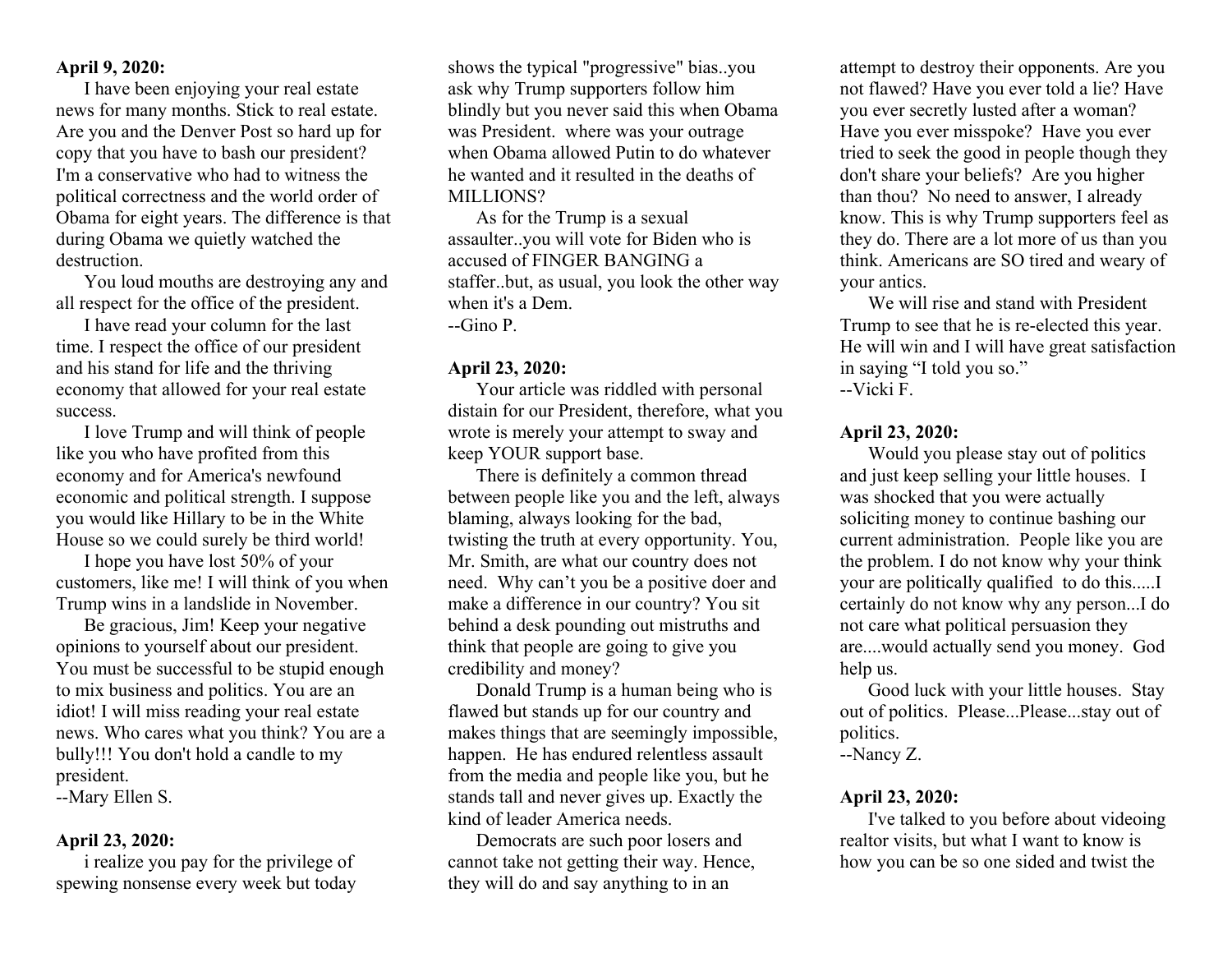**April 9, 2020:**

I have been enjoying your real estate news for many months. Stick to real estate. Are you and the Denver Post so hard up for copy that you have to bash our president? I'm a conservative who had to witness the political correctness and the world order of Obama for eight years. The difference is that during Obama we quietly watched the destruction.

You loud mouths are destroying any and all respect for the office of the president.

I have read your column for the last time. I respect the office of our president and his stand for life and the thriving economy that allowed for your real estate success.

I love Trump and will think of people like you who have profited from this economy and for America's newfound economic and political strength. I suppose you would like Hillary to be in the White House so we could surely be third world!

I hope you have lost 50% of your customers, like me! I will think of you when Trump wins in a landslide in November.

Be gracious, Jim! Keep your negative opinions to yourself about our president. You must be successful to be stupid enough to mix business and politics. You are an idiot! I will miss reading your real estate news. Who cares what you think? You are a bully!!! You don't hold a candle to my president.
--Mary Ellen S.

**April 23, 2020:**

i realize you pay for the privilege of spewing nonsense every week but today shows the typical "progressive" bias..you ask why Trump supporters follow him blindly but you never said this when Obama was President. where was your outrage when Obama allowed Putin to do whatever he wanted and it resulted in the deaths of MILLIONS?

As for the Trump is a sexual assaulter..you will vote for Biden who is accused of FINGER BANGING a staffer..but, as usual, you look the other way when it's a Dem.
--Gino P.

**April 23, 2020:**

Your article was riddled with personal distain for our President, therefore, what you wrote is merely your attempt to sway and keep YOUR support base.

There is definitely a common thread between people like you and the left, always blaming, always looking for the bad, twisting the truth at every opportunity. You, Mr. Smith, are what our country does not need. Why can't you be a positive doer and make a difference in our country? You sit behind a desk pounding out mistruths and think that people are going to give you credibility and money?

Donald Trump is a human being who is flawed but stands up for our country and makes things that are seemingly impossible, happen. He has endured relentless assault from the media and people like you, but he stands tall and never gives up. Exactly the kind of leader America needs.

Democrats are such poor losers and cannot take not getting their way. Hence, they will do and say anything to in an attempt to destroy their opponents. Are you not flawed? Have you ever told a lie? Have you ever secretly lusted after a woman? Have you ever misspoke? Have you ever tried to seek the good in people though they don't share your beliefs? Are you higher than thou? No need to answer, I already know. This is why Trump supporters feel as they do. There are a lot more of us than you think. Americans are SO tired and weary of your antics.

We will rise and stand with President Trump to see that he is re-elected this year. He will win and I will have great satisfaction in saying "I told you so."
--Vicki F.

**April 23, 2020:**

Would you please stay out of politics and just keep selling your little houses. I was shocked that you were actually soliciting money to continue bashing our current administration. People like you are the problem. I do not know why your think your are politically qualified to do this.....I certainly do not know why any person...I do not care what political persuasion they are....would actually send you money. God help us.

Good luck with your little houses. Stay out of politics. Please...Please...stay out of politics.
--Nancy Z.

**April 23, 2020:**

I've talked to you before about videoing realtor visits, but what I want to know is how you can be so one sided and twist the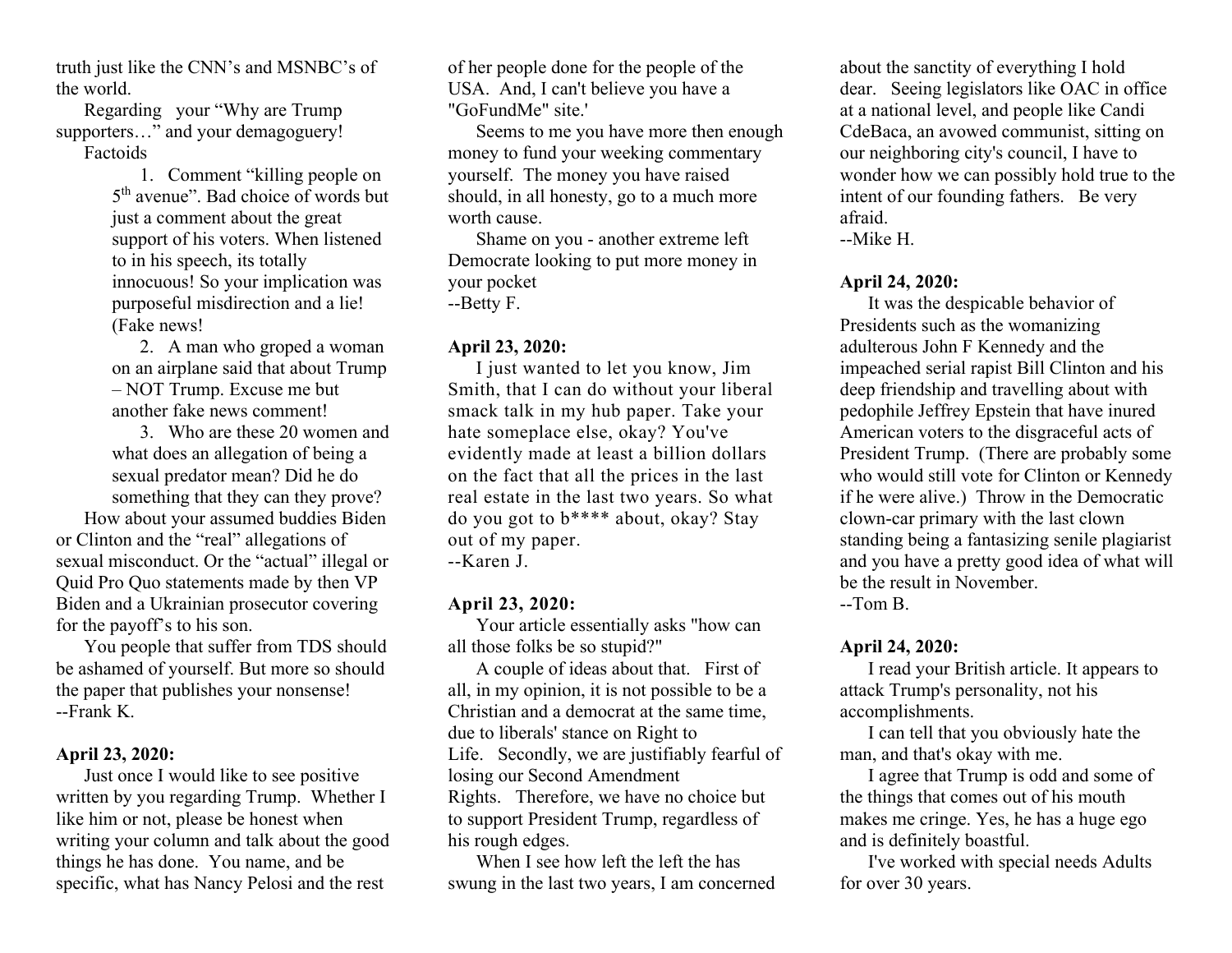truth just like the CNN's and MSNBC's of the world.

Regarding your "Why are Trump supporters…" and your demagoguery!

Factoids

1. Comment "killing people on 5th avenue". Bad choice of words but just a comment about the great support of his voters. When listened to in his speech, its totally innocuous! So your implication was purposeful misdirection and a lie! (Fake news!
2. A man who groped a woman on an airplane said that about Trump – NOT Trump. Excuse me but another fake news comment!
3. Who are these 20 women and what does an allegation of being a sexual predator mean? Did he do something that they can they prove?

How about your assumed buddies Biden or Clinton and the "real" allegations of sexual misconduct. Or the "actual" illegal or Quid Pro Quo statements made by then VP Biden and a Ukrainian prosecutor covering for the payoff's to his son.

You people that suffer from TDS should be ashamed of yourself. But more so should the paper that publishes your nonsense!

--Frank K.

**April 23, 2020:**

Just once I would like to see positive written by you regarding Trump. Whether I like him or not, please be honest when writing your column and talk about the good things he has done. You name, and be specific, what has Nancy Pelosi and the rest of her people done for the people of the USA. And, I can't believe you have a "GoFundMe" site.'

Seems to me you have more then enough money to fund your weeking commentary yourself. The money you have raised should, in all honesty, go to a much more worth cause.

Shame on you - another extreme left Democrate looking to put more money in your pocket

--Betty F.

**April 23, 2020:**

I just wanted to let you know, Jim Smith, that I can do without your liberal smack talk in my hub paper. Take your hate someplace else, okay? You've evidently made at least a billion dollars on the fact that all the prices in the last real estate in the last two years. So what do you got to b**** about, okay? Stay out of my paper.

--Karen J.

**April 23, 2020:**

Your article essentially asks "how can all those folks be so stupid?"

A couple of ideas about that. First of all, in my opinion, it is not possible to be a Christian and a democrat at the same time, due to liberals' stance on Right to Life. Secondly, we are justifiably fearful of losing our Second Amendment Rights. Therefore, we have no choice but to support President Trump, regardless of his rough edges.

When I see how left the left the has swung in the last two years, I am concerned about the sanctity of everything I hold dear. Seeing legislators like OAC in office at a national level, and people like Candi CdeBaca, an avowed communist, sitting on our neighboring city's council, I have to wonder how we can possibly hold true to the intent of our founding fathers. Be very afraid.

--Mike H.

**April 24, 2020:**

It was the despicable behavior of Presidents such as the womanizing adulterous John F Kennedy and the impeached serial rapist Bill Clinton and his deep friendship and travelling about with pedophile Jeffrey Epstein that have inured American voters to the disgraceful acts of President Trump. (There are probably some who would still vote for Clinton or Kennedy if he were alive.) Throw in the Democratic clown-car primary with the last clown standing being a fantasizing senile plagiarist and you have a pretty good idea of what will be the result in November.

--Tom B.

**April 24, 2020:**

I read your British article. It appears to attack Trump's personality, not his accomplishments.

I can tell that you obviously hate the man, and that's okay with me.

I agree that Trump is odd and some of the things that comes out of his mouth makes me cringe. Yes, he has a huge ego and is definitely boastful.

I've worked with special needs Adults for over 30 years.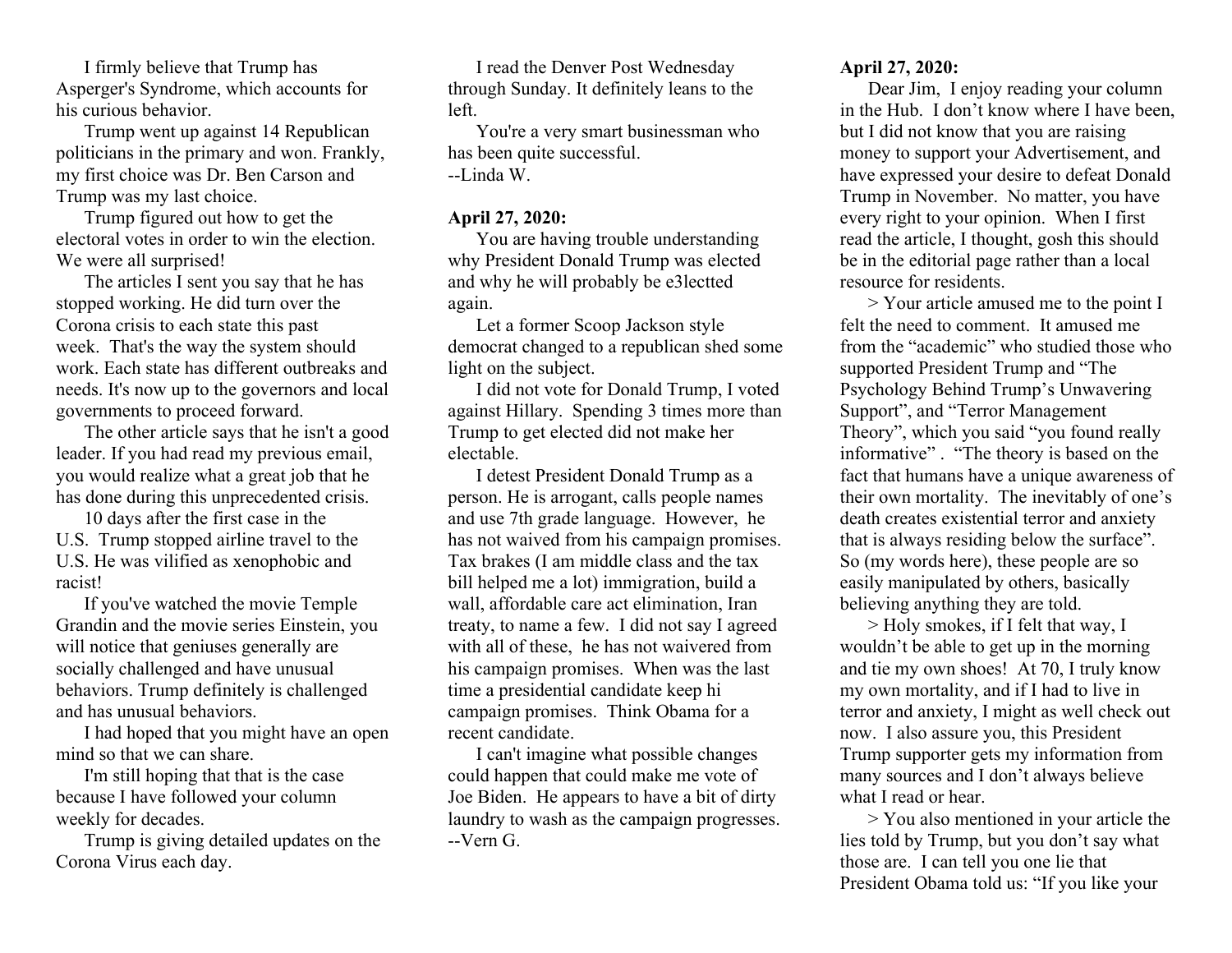I firmly believe that Trump has Asperger's Syndrome, which accounts for his curious behavior.

Trump went up against 14 Republican politicians in the primary and won. Frankly, my first choice was Dr. Ben Carson and Trump was my last choice.

Trump figured out how to get the electoral votes in order to win the election. We were all surprised!

The articles I sent you say that he has stopped working. He did turn over the Corona crisis to each state this past week. That's the way the system should work. Each state has different outbreaks and needs. It's now up to the governors and local governments to proceed forward.

The other article says that he isn't a good leader. If you had read my previous email, you would realize what a great job that he has done during this unprecedented crisis.

10 days after the first case in the U.S. Trump stopped airline travel to the U.S. He was vilified as xenophobic and racist!

If you've watched the movie Temple Grandin and the movie series Einstein, you will notice that geniuses generally are socially challenged and have unusual behaviors. Trump definitely is challenged and has unusual behaviors.

I had hoped that you might have an open mind so that we can share.

I'm still hoping that that is the case because I have followed your column weekly for decades.

Trump is giving detailed updates on the Corona Virus each day.

I read the Denver Post Wednesday through Sunday. It definitely leans to the left.

You're a very smart businessman who has been quite successful.
--Linda W.

**April 27, 2020:**

You are having trouble understanding why President Donald Trump was elected and why he will probably be e3lectted again.

Let a former Scoop Jackson style democrat changed to a republican shed some light on the subject.

I did not vote for Donald Trump, I voted against Hillary. Spending 3 times more than Trump to get elected did not make her electable.

I detest President Donald Trump as a person. He is arrogant, calls people names and use 7th grade language. However, he has not waived from his campaign promises. Tax brakes (I am middle class and the tax bill helped me a lot) immigration, build a wall, affordable care act elimination, Iran treaty, to name a few. I did not say I agreed with all of these, he has not waivered from his campaign promises. When was the last time a presidential candidate keep hi campaign promises. Think Obama for a recent candidate.

I can't imagine what possible changes could happen that could make me vote of Joe Biden. He appears to have a bit of dirty laundry to wash as the campaign progresses.
--Vern G.

**April 27, 2020:**

Dear Jim, I enjoy reading your column in the Hub. I don't know where I have been, but I did not know that you are raising money to support your Advertisement, and have expressed your desire to defeat Donald Trump in November. No matter, you have every right to your opinion. When I first read the article, I thought, gosh this should be in the editorial page rather than a local resource for residents.

> Your article amused me to the point I felt the need to comment. It amused me from the "academic" who studied those who supported President Trump and "The Psychology Behind Trump's Unwavering Support", and "Terror Management Theory", which you said "you found really informative" . "The theory is based on the fact that humans have a unique awareness of their own mortality. The inevitably of one's death creates existential terror and anxiety that is always residing below the surface". So (my words here), these people are so easily manipulated by others, basically believing anything they are told.

> Holy smokes, if I felt that way, I wouldn't be able to get up in the morning and tie my own shoes! At 70, I truly know my own mortality, and if I had to live in terror and anxiety, I might as well check out now. I also assure you, this President Trump supporter gets my information from many sources and I don't always believe what I read or hear.

> You also mentioned in your article the lies told by Trump, but you don't say what those are. I can tell you one lie that President Obama told us: "If you like your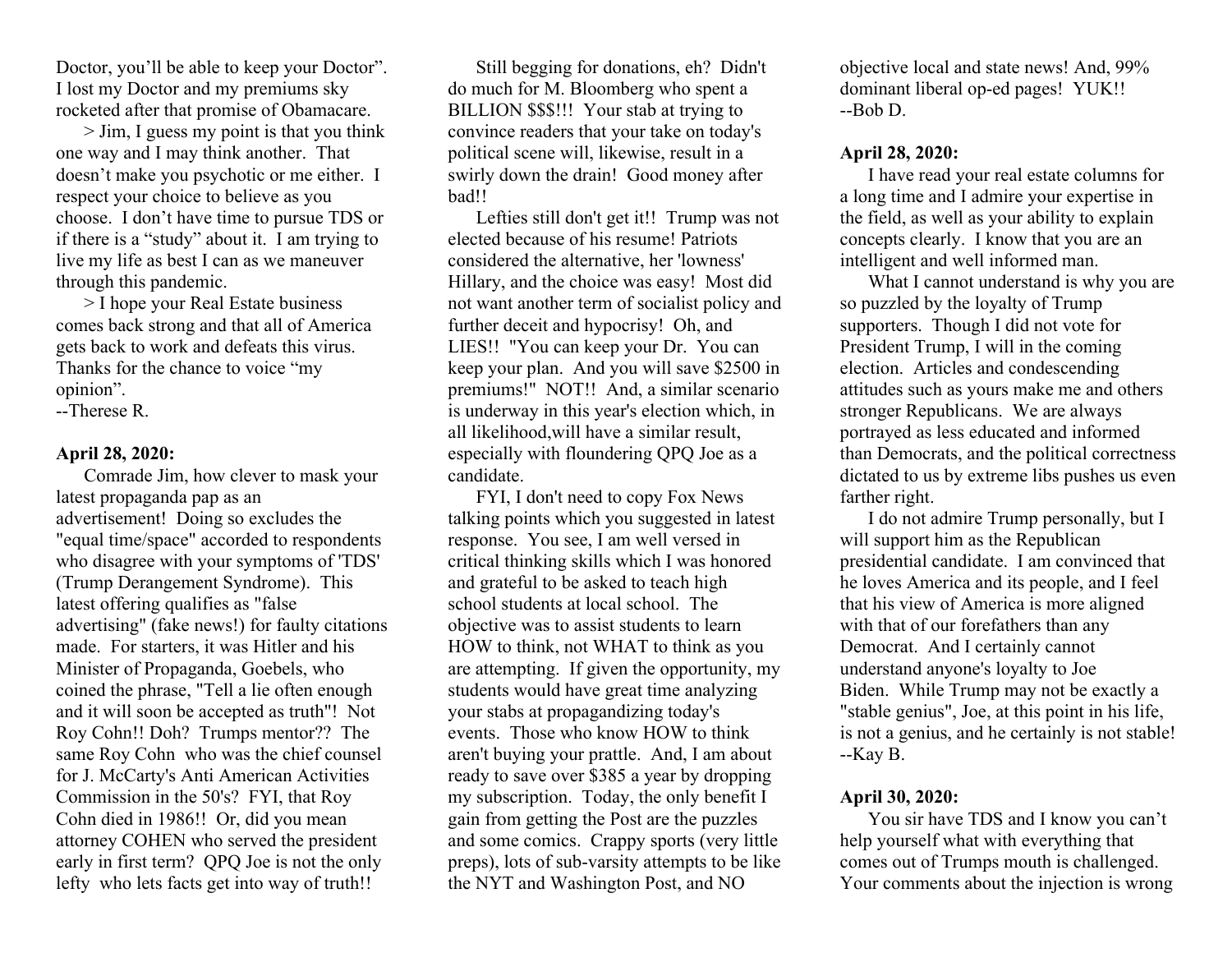Doctor, you'll be able to keep your Doctor". I lost my Doctor and my premiums sky rocketed after that promise of Obamacare.

> Jim, I guess my point is that you think one way and I may think another. That doesn't make you psychotic or me either. I respect your choice to believe as you choose. I don't have time to pursue TDS or if there is a "study" about it. I am trying to live my life as best I can as we maneuver through this pandemic.

> I hope your Real Estate business comes back strong and that all of America gets back to work and defeats this virus. Thanks for the chance to voice "my opinion".
--Therese R.

**April 28, 2020:**

Comrade Jim, how clever to mask your latest propaganda pap as an advertisement! Doing so excludes the "equal time/space" accorded to respondents who disagree with your symptoms of 'TDS' (Trump Derangement Syndrome). This latest offering qualifies as "false advertising" (fake news!) for faulty citations made. For starters, it was Hitler and his Minister of Propaganda, Goebels, who coined the phrase, "Tell a lie often enough and it will soon be accepted as truth"! Not Roy Cohn!! Doh? Trumps mentor?? The same Roy Cohn who was the chief counsel for J. McCarty's Anti American Activities Commission in the 50's? FYI, that Roy Cohn died in 1986!! Or, did you mean attorney COHEN who served the president early in first term? QPQ Joe is not the only lefty who lets facts get into way of truth!!

Still begging for donations, eh? Didn't do much for M. Bloomberg who spent a BILLION $$$!!! Your stab at trying to convince readers that your take on today's political scene will, likewise, result in a swirly down the drain! Good money after bad!!

Lefties still don't get it!! Trump was not elected because of his resume! Patriots considered the alternative, her 'lowness' Hillary, and the choice was easy! Most did not want another term of socialist policy and further deceit and hypocrisy! Oh, and LIES!! "You can keep your Dr. You can keep your plan. And you will save $2500 in premiums!" NOT!! And, a similar scenario is underway in this year's election which, in all likelihood,will have a similar result, especially with floundering QPQ Joe as a candidate.

FYI, I don't need to copy Fox News talking points which you suggested in latest response. You see, I am well versed in critical thinking skills which I was honored and grateful to be asked to teach high school students at local school. The objective was to assist students to learn HOW to think, not WHAT to think as you are attempting. If given the opportunity, my students would have great time analyzing your stabs at propagandizing today's events. Those who know HOW to think aren't buying your prattle. And, I am about ready to save over $385 a year by dropping my subscription. Today, the only benefit I gain from getting the Post are the puzzles and some comics. Crappy sports (very little preps), lots of sub-varsity attempts to be like the NYT and Washington Post, and NO objective local and state news! And, 99% dominant liberal op-ed pages! YUK!!
--Bob D.

**April 28, 2020:**

I have read your real estate columns for a long time and I admire your expertise in the field, as well as your ability to explain concepts clearly. I know that you are an intelligent and well informed man.

What I cannot understand is why you are so puzzled by the loyalty of Trump supporters. Though I did not vote for President Trump, I will in the coming election. Articles and condescending attitudes such as yours make me and others stronger Republicans. We are always portrayed as less educated and informed than Democrats, and the political correctness dictated to us by extreme libs pushes us even farther right.

I do not admire Trump personally, but I will support him as the Republican presidential candidate. I am convinced that he loves America and its people, and I feel that his view of America is more aligned with that of our forefathers than any Democrat. And I certainly cannot understand anyone's loyalty to Joe Biden. While Trump may not be exactly a "stable genius", Joe, at this point in his life, is not a genius, and he certainly is not stable!
--Kay B.

**April 30, 2020:**

You sir have TDS and I know you can't help yourself what with everything that comes out of Trumps mouth is challenged. Your comments about the injection is wrong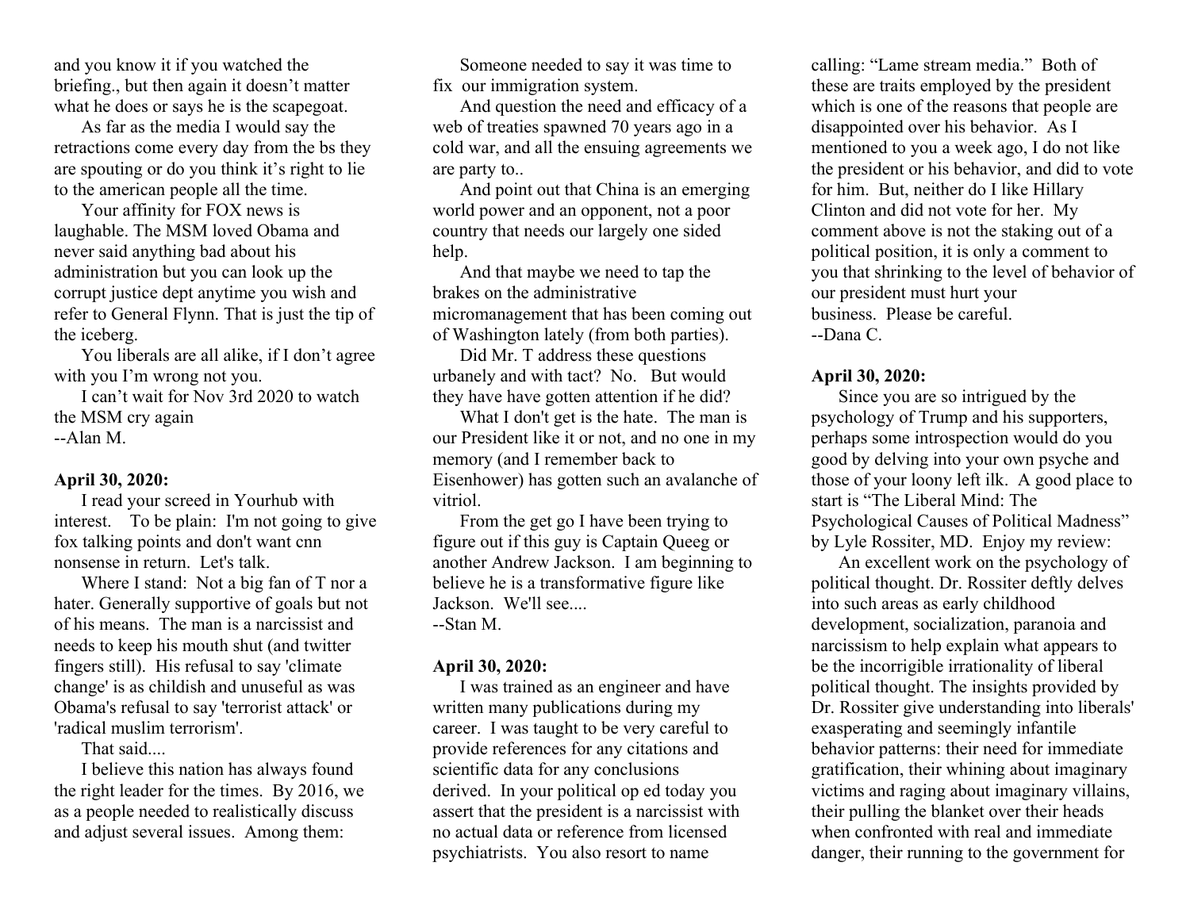and you know it if you watched the briefing., but then again it doesn't matter what he does or says he is the scapegoat.

As far as the media I would say the retractions come every day from the bs they are spouting or do you think it's right to lie to the american people all the time.

Your affinity for FOX news is laughable. The MSM loved Obama and never said anything bad about his administration but you can look up the corrupt justice dept anytime you wish and refer to General Flynn. That is just the tip of the iceberg.

You liberals are all alike, if I don't agree with you I'm wrong not you.

I can't wait for Nov 3rd 2020 to watch the MSM cry again
--Alan M.

**April 30, 2020:**

I read your screed in Yourhub with interest. To be plain: I'm not going to give fox talking points and don't want cnn nonsense in return. Let's talk.

Where I stand: Not a big fan of T nor a hater. Generally supportive of goals but not of his means. The man is a narcissist and needs to keep his mouth shut (and twitter fingers still). His refusal to say 'climate change' is as childish and unuseful as was Obama's refusal to say 'terrorist attack' or 'radical muslim terrorism'.

That said....

I believe this nation has always found the right leader for the times. By 2016, we as a people needed to realistically discuss and adjust several issues. Among them:

Someone needed to say it was time to fix our immigration system.

And question the need and efficacy of a web of treaties spawned 70 years ago in a cold war, and all the ensuing agreements we are party to..

And point out that China is an emerging world power and an opponent, not a poor country that needs our largely one sided help.

And that maybe we need to tap the brakes on the administrative micromanagement that has been coming out of Washington lately (from both parties).

Did Mr. T address these questions urbanely and with tact? No. But would they have have gotten attention if he did?

What I don't get is the hate. The man is our President like it or not, and no one in my memory (and I remember back to Eisenhower) has gotten such an avalanche of vitriol.

From the get go I have been trying to figure out if this guy is Captain Queeg or another Andrew Jackson. I am beginning to believe he is a transformative figure like Jackson. We'll see....
--Stan M.

**April 30, 2020:**

I was trained as an engineer and have written many publications during my career. I was taught to be very careful to provide references for any citations and scientific data for any conclusions derived. In your political op ed today you assert that the president is a narcissist with no actual data or reference from licensed psychiatrists. You also resort to name calling: "Lame stream media." Both of these are traits employed by the president which is one of the reasons that people are disappointed over his behavior. As I mentioned to you a week ago, I do not like the president or his behavior, and did to vote for him. But, neither do I like Hillary Clinton and did not vote for her. My comment above is not the staking out of a political position, it is only a comment to you that shrinking to the level of behavior of our president must hurt your business. Please be careful.
--Dana C.

**April 30, 2020:**

Since you are so intrigued by the psychology of Trump and his supporters, perhaps some introspection would do you good by delving into your own psyche and those of your loony left ilk. A good place to start is "The Liberal Mind: The Psychological Causes of Political Madness" by Lyle Rossiter, MD. Enjoy my review:

An excellent work on the psychology of political thought. Dr. Rossiter deftly delves into such areas as early childhood development, socialization, paranoia and narcissism to help explain what appears to be the incorrigible irrationality of liberal political thought. The insights provided by Dr. Rossiter give understanding into liberals' exasperating and seemingly infantile behavior patterns: their need for immediate gratification, their whining about imaginary victims and raging about imaginary villains, their pulling the blanket over their heads when confronted with real and immediate danger, their running to the government for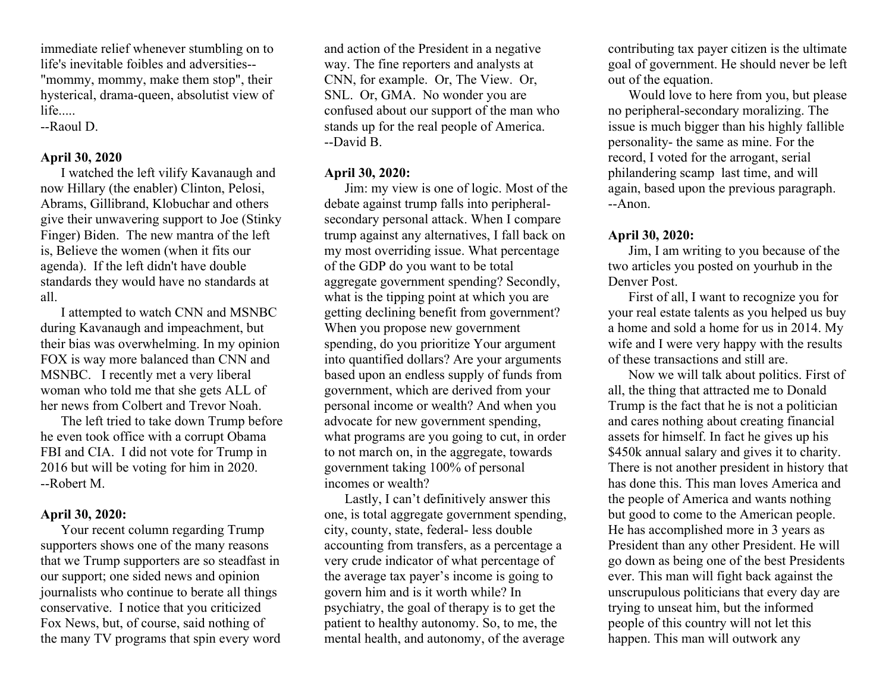immediate relief whenever stumbling on to life's inevitable foibles and adversities--"mommy, mommy, make them stop", their hysterical, drama-queen, absolutist view of life.....
--Raoul D.

**April 30, 2020**

I watched the left vilify Kavanaugh and now Hillary (the enabler) Clinton, Pelosi, Abrams, Gillibrand, Klobuchar and others give their unwavering support to Joe (Stinky Finger) Biden. The new mantra of the left is, Believe the women (when it fits our agenda). If the left didn't have double standards they would have no standards at all.

I attempted to watch CNN and MSNBC during Kavanaugh and impeachment, but their bias was overwhelming. In my opinion FOX is way more balanced than CNN and MSNBC. I recently met a very liberal woman who told me that she gets ALL of her news from Colbert and Trevor Noah.

The left tried to take down Trump before he even took office with a corrupt Obama FBI and CIA. I did not vote for Trump in 2016 but will be voting for him in 2020.
--Robert M.

**April 30, 2020:**

Your recent column regarding Trump supporters shows one of the many reasons that we Trump supporters are so steadfast in our support; one sided news and opinion journalists who continue to berate all things conservative. I notice that you criticized Fox News, but, of course, said nothing of the many TV programs that spin every word and action of the President in a negative way. The fine reporters and analysts at CNN, for example. Or, The View. Or, SNL. Or, GMA. No wonder you are confused about our support of the man who stands up for the real people of America.
--David B.

**April 30, 2020:**

Jim: my view is one of logic. Most of the debate against trump falls into peripheral-secondary personal attack. When I compare trump against any alternatives, I fall back on my most overriding issue. What percentage of the GDP do you want to be total aggregate government spending? Secondly, what is the tipping point at which you are getting declining benefit from government? When you propose new government spending, do you prioritize Your argument into quantified dollars? Are your arguments based upon an endless supply of funds from government, which are derived from your personal income or wealth? And when you advocate for new government spending, what programs are you going to cut, in order to not march on, in the aggregate, towards government taking 100% of personal incomes or wealth?

Lastly, I can't definitively answer this one, is total aggregate government spending, city, county, state, federal- less double accounting from transfers, as a percentage a very crude indicator of what percentage of the average tax payer's income is going to govern him and is it worth while? In psychiatry, the goal of therapy is to get the patient to healthy autonomy. So, to me, the mental health, and autonomy, of the average contributing tax payer citizen is the ultimate goal of government. He should never be left out of the equation.

Would love to here from you, but please no peripheral-secondary moralizing. The issue is much bigger than his highly fallible personality- the same as mine. For the record, I voted for the arrogant, serial philandering scamp last time, and will again, based upon the previous paragraph.
--Anon.

**April 30, 2020:**

Jim, I am writing to you because of the two articles you posted on yourhub in the Denver Post.

First of all, I want to recognize you for your real estate talents as you helped us buy a home and sold a home for us in 2014. My wife and I were very happy with the results of these transactions and still are.

Now we will talk about politics. First of all, the thing that attracted me to Donald Trump is the fact that he is not a politician and cares nothing about creating financial assets for himself. In fact he gives up his $450k annual salary and gives it to charity. There is not another president in history that has done this. This man loves America and the people of America and wants nothing but good to come to the American people. He has accomplished more in 3 years as President than any other President. He will go down as being one of the best Presidents ever. This man will fight back against the unscrupulous politicians that every day are trying to unseat him, but the informed people of this country will not let this happen. This man will outwork any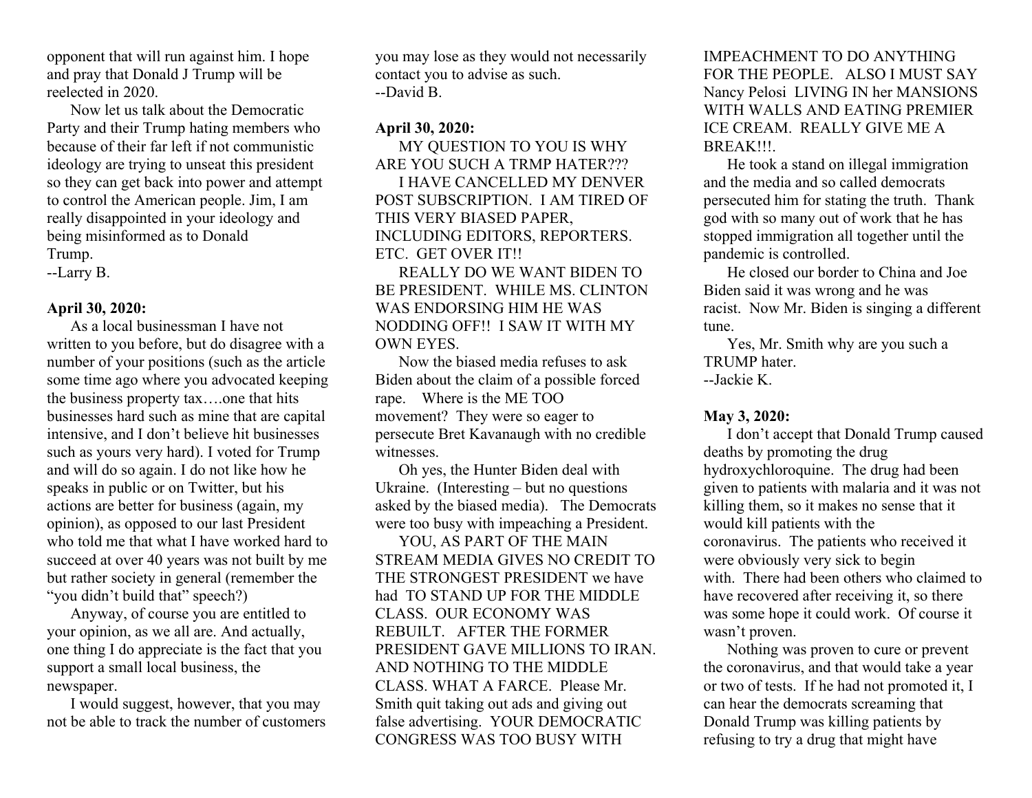opponent that will run against him. I hope and pray that Donald J Trump will be reelected in 2020.

Now let us talk about the Democratic Party and their Trump hating members who because of their far left if not communistic ideology are trying to unseat this president so they can get back into power and attempt to control the American people. Jim, I am really disappointed in your ideology and being misinformed as to Donald Trump.
--Larry B.

**April 30, 2020:**

As a local businessman I have not written to you before, but do disagree with a number of your positions (such as the article some time ago where you advocated keeping the business property tax….one that hits businesses hard such as mine that are capital intensive, and I don't believe hit businesses such as yours very hard). I voted for Trump and will do so again. I do not like how he speaks in public or on Twitter, but his actions are better for business (again, my opinion), as opposed to our last President who told me that what I have worked hard to succeed at over 40 years was not built by me but rather society in general (remember the "you didn't build that" speech?)

Anyway, of course you are entitled to your opinion, as we all are. And actually, one thing I do appreciate is the fact that you support a small local business, the newspaper.

I would suggest, however, that you may not be able to track the number of customers you may lose as they would not necessarily contact you to advise as such.
--David B.

**April 30, 2020:**

MY QUESTION TO YOU IS WHY ARE YOU SUCH A TRMP HATER???

I HAVE CANCELLED MY DENVER POST SUBSCRIPTION. I AM TIRED OF THIS VERY BIASED PAPER, INCLUDING EDITORS, REPORTERS. ETC. GET OVER IT!!

REALLY DO WE WANT BIDEN TO BE PRESIDENT. WHILE MS. CLINTON WAS ENDORSING HIM HE WAS NODDING OFF!! I SAW IT WITH MY OWN EYES.

Now the biased media refuses to ask Biden about the claim of a possible forced rape. Where is the ME TOO movement? They were so eager to persecute Bret Kavanaugh with no credible witnesses.

Oh yes, the Hunter Biden deal with Ukraine. (Interesting – but no questions asked by the biased media). The Democrats were too busy with impeaching a President.

YOU, AS PART OF THE MAIN STREAM MEDIA GIVES NO CREDIT TO THE STRONGEST PRESIDENT we have had TO STAND UP FOR THE MIDDLE CLASS. OUR ECONOMY WAS REBUILT. AFTER THE FORMER PRESIDENT GAVE MILLIONS TO IRAN. AND NOTHING TO THE MIDDLE CLASS. WHAT A FARCE. Please Mr. Smith quit taking out ads and giving out false advertising. YOUR DEMOCRATIC CONGRESS WAS TOO BUSY WITH IMPEACHMENT TO DO ANYTHING FOR THE PEOPLE. ALSO I MUST SAY Nancy Pelosi LIVING IN her MANSIONS WITH WALLS AND EATING PREMIER ICE CREAM. REALLY GIVE ME A BREAK!!!.

He took a stand on illegal immigration and the media and so called democrats persecuted him for stating the truth. Thank god with so many out of work that he has stopped immigration all together until the pandemic is controlled.

He closed our border to China and Joe Biden said it was wrong and he was racist. Now Mr. Biden is singing a different tune.

Yes, Mr. Smith why are you such a TRUMP hater.
--Jackie K.

**May 3, 2020:**

I don't accept that Donald Trump caused deaths by promoting the drug hydroxychloroquine. The drug had been given to patients with malaria and it was not killing them, so it makes no sense that it would kill patients with the coronavirus. The patients who received it were obviously very sick to begin with. There had been others who claimed to have recovered after receiving it, so there was some hope it could work. Of course it wasn't proven.

Nothing was proven to cure or prevent the coronavirus, and that would take a year or two of tests. If he had not promoted it, I can hear the democrats screaming that Donald Trump was killing patients by refusing to try a drug that might have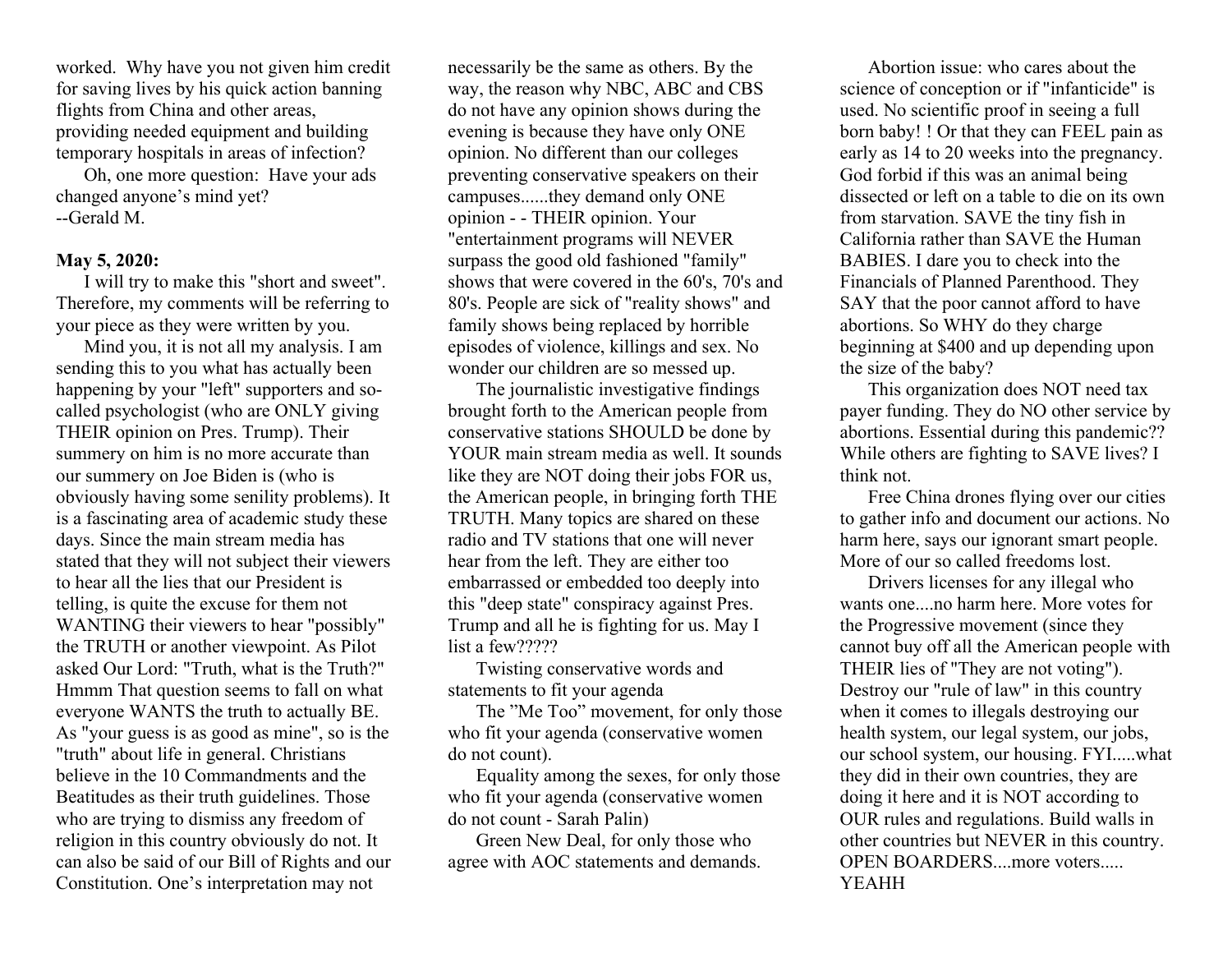worked. Why have you not given him credit for saving lives by his quick action banning flights from China and other areas, providing needed equipment and building temporary hospitals in areas of infection?

Oh, one more question: Have your ads changed anyone's mind yet?
--Gerald M.

**May 5, 2020:**

I will try to make this "short and sweet". Therefore, my comments will be referring to your piece as they were written by you.

Mind you, it is not all my analysis. I am sending this to you what has actually been happening by your "left" supporters and so-called psychologist (who are ONLY giving THEIR opinion on Pres. Trump). Their summery on him is no more accurate than our summery on Joe Biden is (who is obviously having some senility problems). It is a fascinating area of academic study these days. Since the main stream media has stated that they will not subject their viewers to hear all the lies that our President is telling, is quite the excuse for them not WANTING their viewers to hear "possibly" the TRUTH or another viewpoint. As Pilot asked Our Lord: "Truth, what is the Truth?" Hmmm That question seems to fall on what everyone WANTS the truth to actually BE. As "your guess is as good as mine", so is the "truth" about life in general. Christians believe in the 10 Commandments and the Beatitudes as their truth guidelines. Those who are trying to dismiss any freedom of religion in this country obviously do not. It can also be said of our Bill of Rights and our Constitution. One's interpretation may not necessarily be the same as others. By the way, the reason why NBC, ABC and CBS do not have any opinion shows during the evening is because they have only ONE opinion. No different than our colleges preventing conservative speakers on their campuses......they demand only ONE opinion - - THEIR opinion. Your "entertainment programs will NEVER surpass the good old fashioned "family" shows that were covered in the 60's, 70's and 80's. People are sick of "reality shows" and family shows being replaced by horrible episodes of violence, killings and sex. No wonder our children are so messed up.

The journalistic investigative findings brought forth to the American people from conservative stations SHOULD be done by YOUR main stream media as well. It sounds like they are NOT doing their jobs FOR us, the American people, in bringing forth THE TRUTH. Many topics are shared on these radio and TV stations that one will never hear from the left. They are either too embarrassed or embedded too deeply into this "deep state" conspiracy against Pres. Trump and all he is fighting for us. May I list a few?????

Twisting conservative words and statements to fit your agenda

The "Me Too" movement, for only those who fit your agenda (conservative women do not count).

Equality among the sexes, for only those who fit your agenda (conservative women do not count - Sarah Palin)

Green New Deal, for only those who agree with AOC statements and demands.

Abortion issue: who cares about the science of conception or if "infanticide" is used. No scientific proof in seeing a full born baby! ! Or that they can FEEL pain as early as 14 to 20 weeks into the pregnancy. God forbid if this was an animal being dissected or left on a table to die on its own from starvation. SAVE the tiny fish in California rather than SAVE the Human BABIES. I dare you to check into the Financials of Planned Parenthood. They SAY that the poor cannot afford to have abortions. So WHY do they charge beginning at $400 and up depending upon the size of the baby?

This organization does NOT need tax payer funding. They do NO other service by abortions. Essential during this pandemic?? While others are fighting to SAVE lives? I think not.

Free China drones flying over our cities to gather info and document our actions. No harm here, says our ignorant smart people. More of our so called freedoms lost.

Drivers licenses for any illegal who wants one....no harm here. More votes for the Progressive movement (since they cannot buy off all the American people with THEIR lies of "They are not voting"). Destroy our "rule of law" in this country when it comes to illegals destroying our health system, our legal system, our jobs, our school system, our housing. FYI.....what they did in their own countries, they are doing it here and it is NOT according to OUR rules and regulations. Build walls in other countries but NEVER in this country. OPEN BOARDERS....more voters..... YEAHH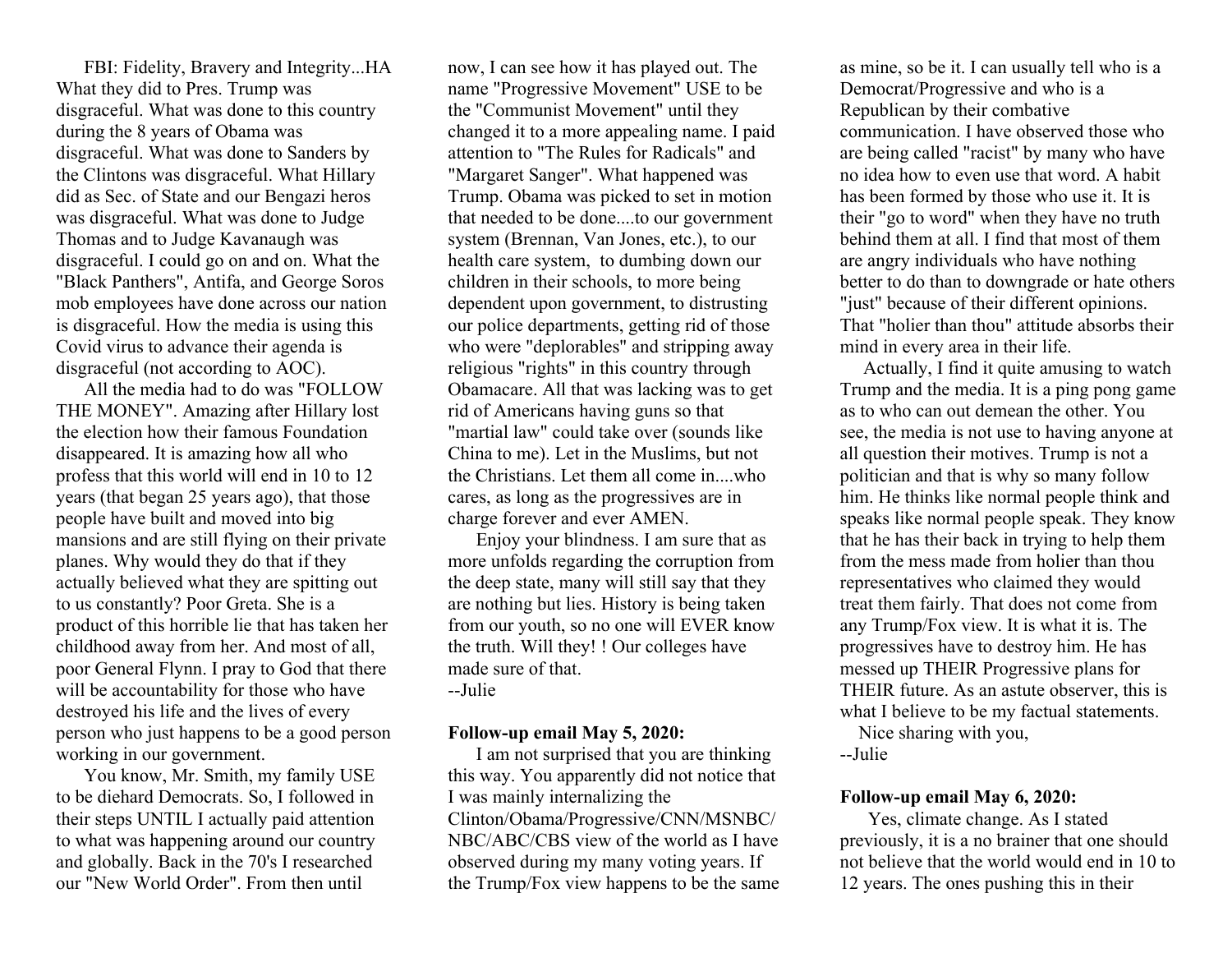FBI: Fidelity, Bravery and Integrity...HA What they did to Pres. Trump was disgraceful. What was done to this country during the 8 years of Obama was disgraceful. What was done to Sanders by the Clintons was disgraceful. What Hillary did as Sec. of State and our Bengazi heros was disgraceful. What was done to Judge Thomas and to Judge Kavanaugh was disgraceful. I could go on and on. What the "Black Panthers", Antifa, and George Soros mob employees have done across our nation is disgraceful. How the media is using this Covid virus to advance their agenda is disgraceful (not according to AOC).

All the media had to do was "FOLLOW THE MONEY". Amazing after Hillary lost the election how their famous Foundation disappeared. It is amazing how all who profess that this world will end in 10 to 12 years (that began 25 years ago), that those people have built and moved into big mansions and are still flying on their private planes. Why would they do that if they actually believed what they are spitting out to us constantly? Poor Greta. She is a product of this horrible lie that has taken her childhood away from her. And most of all, poor General Flynn. I pray to God that there will be accountability for those who have destroyed his life and the lives of every person who just happens to be a good person working in our government.

You know, Mr. Smith, my family USE to be diehard Democrats. So, I followed in their steps UNTIL I actually paid attention to what was happening around our country and globally. Back in the 70's I researched our "New World Order". From then until now, I can see how it has played out. The name "Progressive Movement" USE to be the "Communist Movement" until they changed it to a more appealing name. I paid attention to "The Rules for Radicals" and "Margaret Sanger". What happened was Trump. Obama was picked to set in motion that needed to be done....to our government system (Brennan, Van Jones, etc.), to our health care system, to dumbing down our children in their schools, to more being dependent upon government, to distrusting our police departments, getting rid of those who were "deplorables" and stripping away religious "rights" in this country through Obamacare. All that was lacking was to get rid of Americans having guns so that "martial law" could take over (sounds like China to me). Let in the Muslims, but not the Christians. Let them all come in....who cares, as long as the progressives are in charge forever and ever AMEN.

Enjoy your blindness. I am sure that as more unfolds regarding the corruption from the deep state, many will still say that they are nothing but lies. History is being taken from our youth, so no one will EVER know the truth. Will they! ! Our colleges have made sure of that.
--Julie

**Follow-up email May 5, 2020:**

I am not surprised that you are thinking this way. You apparently did not notice that I was mainly internalizing the Clinton/Obama/Progressive/CNN/MSNBC/NBC/ABC/CBS view of the world as I have observed during my many voting years. If the Trump/Fox view happens to be the same as mine, so be it. I can usually tell who is a Democrat/Progressive and who is a Republican by their combative communication. I have observed those who are being called "racist" by many who have no idea how to even use that word. A habit has been formed by those who use it. It is their "go to word" when they have no truth behind them at all. I find that most of them are angry individuals who have nothing better to do than to downgrade or hate others "just" because of their different opinions. That "holier than thou" attitude absorbs their mind in every area in their life.

Actually, I find it quite amusing to watch Trump and the media. It is a ping pong game as to who can out demean the other. You see, the media is not use to having anyone at all question their motives. Trump is not a politician and that is why so many follow him. He thinks like normal people think and speaks like normal people speak. They know that he has their back in trying to help them from the mess made from holier than thou representatives who claimed they would treat them fairly. That does not come from any Trump/Fox view. It is what it is. The progressives have to destroy him. He has messed up THEIR Progressive plans for THEIR future. As an astute observer, this is what I believe to be my factual statements.

Nice sharing with you,
--Julie

**Follow-up email May 6, 2020:**

Yes, climate change. As I stated previously, it is a no brainer that one should not believe that the world would end in 10 to 12 years. The ones pushing this in their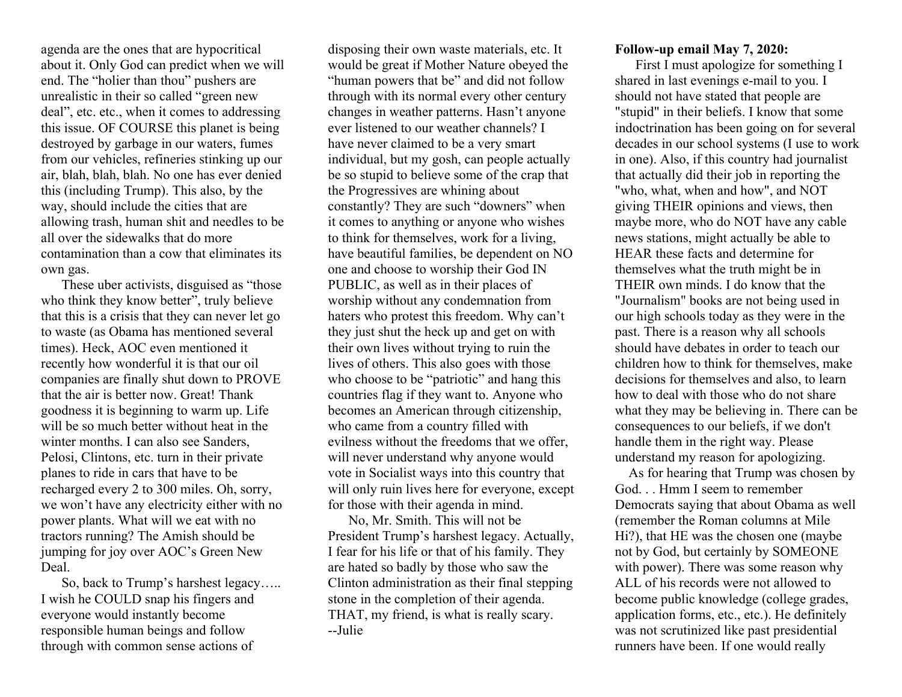agenda are the ones that are hypocritical about it. Only God can predict when we will end. The "holier than thou" pushers are unrealistic in their so called "green new deal", etc. etc., when it comes to addressing this issue. OF COURSE this planet is being destroyed by garbage in our waters, fumes from our vehicles, refineries stinking up our air, blah, blah, blah. No one has ever denied this (including Trump). This also, by the way, should include the cities that are allowing trash, human shit and needles to be all over the sidewalks that do more contamination than a cow that eliminates its own gas.

These uber activists, disguised as "those who think they know better", truly believe that this is a crisis that they can never let go to waste (as Obama has mentioned several times). Heck, AOC even mentioned it recently how wonderful it is that our oil companies are finally shut down to PROVE that the air is better now. Great! Thank goodness it is beginning to warm up. Life will be so much better without heat in the winter months. I can also see Sanders, Pelosi, Clintons, etc. turn in their private planes to ride in cars that have to be recharged every 2 to 300 miles. Oh, sorry, we won't have any electricity either with no power plants. What will we eat with no tractors running? The Amish should be jumping for joy over AOC's Green New Deal.

So, back to Trump's harshest legacy….. I wish he COULD snap his fingers and everyone would instantly become responsible human beings and follow through with common sense actions of disposing their own waste materials, etc. It would be great if Mother Nature obeyed the "human powers that be" and did not follow through with its normal every other century changes in weather patterns. Hasn't anyone ever listened to our weather channels? I have never claimed to be a very smart individual, but my gosh, can people actually be so stupid to believe some of the crap that the Progressives are whining about constantly? They are such "downers" when it comes to anything or anyone who wishes to think for themselves, work for a living, have beautiful families, be dependent on NO one and choose to worship their God IN PUBLIC, as well as in their places of worship without any condemnation from haters who protest this freedom. Why can't they just shut the heck up and get on with their own lives without trying to ruin the lives of others. This also goes with those who choose to be "patriotic" and hang this countries flag if they want to. Anyone who becomes an American through citizenship, who came from a country filled with evilness without the freedoms that we offer, will never understand why anyone would vote in Socialist ways into this country that will only ruin lives here for everyone, except for those with their agenda in mind.

No, Mr. Smith. This will not be President Trump's harshest legacy. Actually, I fear for his life or that of his family. They are hated so badly by those who saw the Clinton administration as their final stepping stone in the completion of their agenda. THAT, my friend, is what is really scary.
--Julie

**Follow-up email May 7, 2020:**

First I must apologize for something I shared in last evenings e-mail to you. I should not have stated that people are "stupid" in their beliefs. I know that some indoctrination has been going on for several decades in our school systems (I use to work in one). Also, if this country had journalist that actually did their job in reporting the "who, what, when and how", and NOT giving THEIR opinions and views, then maybe more, who do NOT have any cable news stations, might actually be able to HEAR these facts and determine for themselves what the truth might be in THEIR own minds. I do know that the "Journalism" books are not being used in our high schools today as they were in the past. There is a reason why all schools should have debates in order to teach our children how to think for themselves, make decisions for themselves and also, to learn how to deal with those who do not share what they may be believing in. There can be consequences to our beliefs, if we don't handle them in the right way. Please understand my reason for apologizing.

As for hearing that Trump was chosen by God. . . Hmm I seem to remember Democrats saying that about Obama as well (remember the Roman columns at Mile Hi?), that HE was the chosen one (maybe not by God, but certainly by SOMEONE with power). There was some reason why ALL of his records were not allowed to become public knowledge (college grades, application forms, etc., etc.). He definitely was not scrutinized like past presidential runners have been. If one would really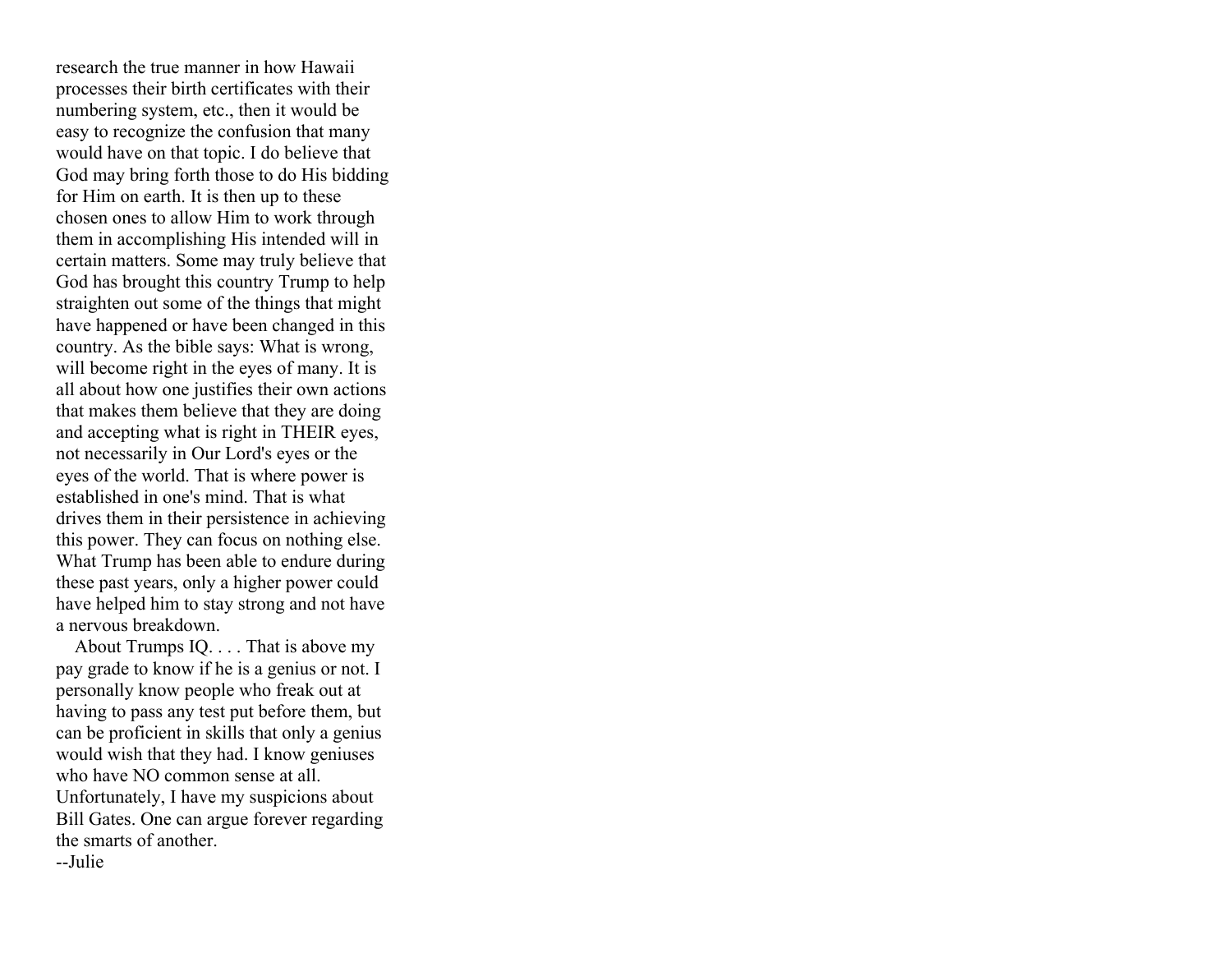research the true manner in how Hawaii processes their birth certificates with their numbering system, etc., then it would be easy to recognize the confusion that many would have on that topic. I do believe that God may bring forth those to do His bidding for Him on earth. It is then up to these chosen ones to allow Him to work through them in accomplishing His intended will in certain matters. Some may truly believe that God has brought this country Trump to help straighten out some of the things that might have happened or have been changed in this country. As the bible says: What is wrong, will become right in the eyes of many. It is all about how one justifies their own actions that makes them believe that they are doing and accepting what is right in THEIR eyes, not necessarily in Our Lord's eyes or the eyes of the world. That is where power is established in one's mind. That is what drives them in their persistence in achieving this power. They can focus on nothing else. What Trump has been able to endure during these past years, only a higher power could have helped him to stay strong and not have a nervous breakdown.

About Trumps IQ. . . . That is above my pay grade to know if he is a genius or not. I personally know people who freak out at having to pass any test put before them, but can be proficient in skills that only a genius would wish that they had. I know geniuses who have NO common sense at all. Unfortunately, I have my suspicions about Bill Gates. One can argue forever regarding the smarts of another.

--Julie